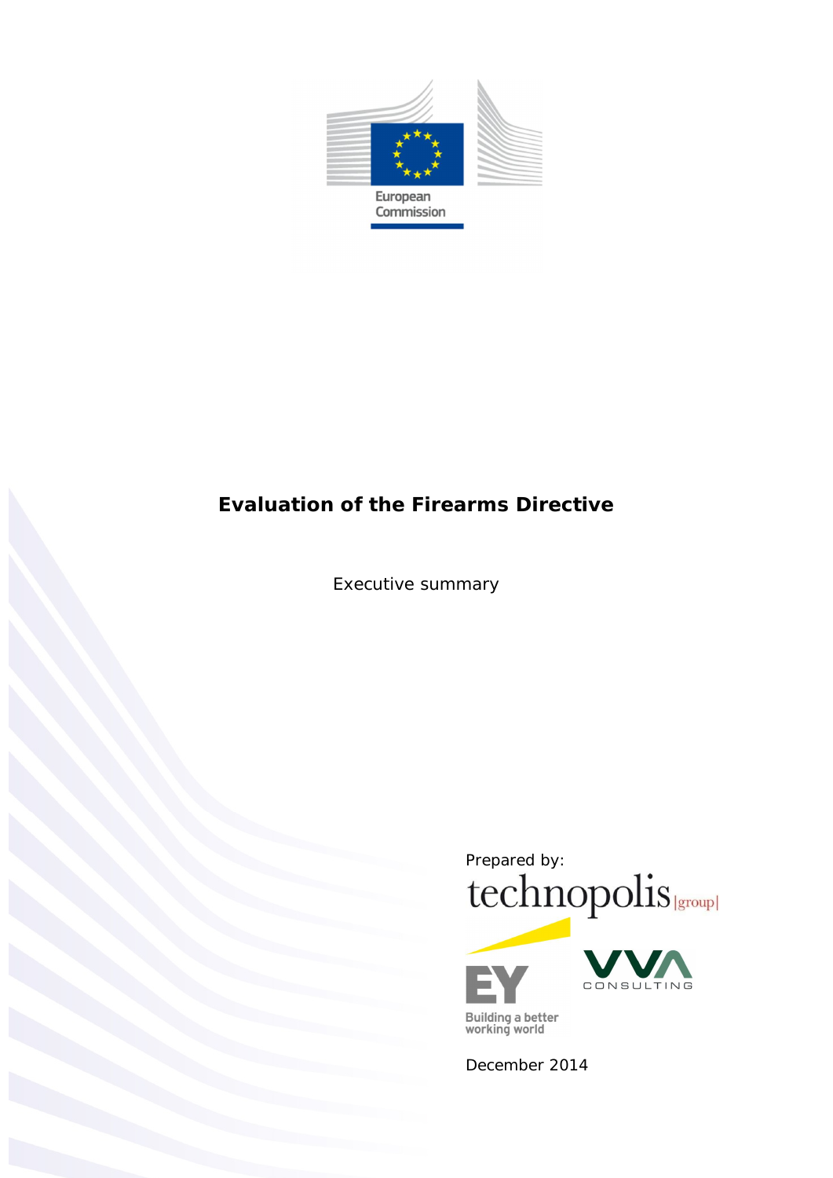European Commission

# Evaluation of the Firearms Directive

Executive summary

Prepared by:

technopolis |group|

EY Building a better working world

VVA CONSULTING

December 2014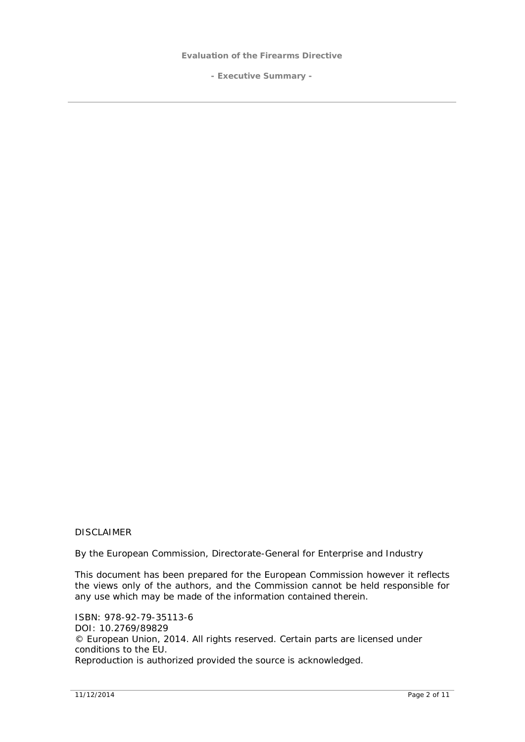DISCLAIMER

By the European Commission, Directorate-General for Enterprise and Industry

This document has been prepared for the European Commission however it reflects the views only of the authors, and the Commission cannot be held responsible for any use which may be made of the information contained therein.

ISBN: 978-92-79-35113-6
DOI: 10.2769/89829
© European Union, 2014. All rights reserved. Certain parts are licensed under conditions to the EU.
Reproduction is authorized provided the source is acknowledged.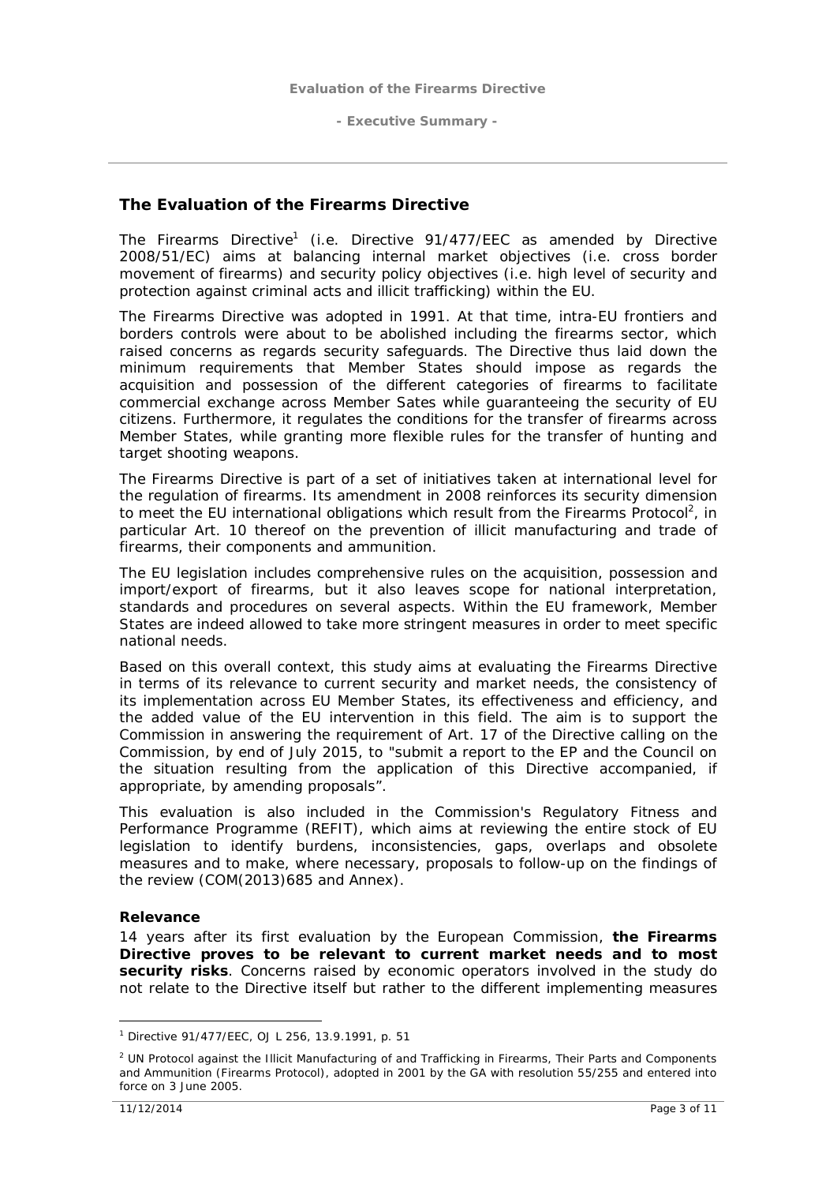## The Evaluation of the Firearms Directive

The Firearms Directive[1] (i.e. Directive 91/477/EEC as amended by Directive 2008/51/EC) aims at balancing internal market objectives (i.e. cross border movement of firearms) and security policy objectives (i.e. high level of security and protection against criminal acts and illicit trafficking) within the EU.

The Firearms Directive was adopted in 1991. At that time, intra-EU frontiers and borders controls were about to be abolished including the firearms sector, which raised concerns as regards security safeguards. The Directive thus laid down the minimum requirements that Member States should impose as regards the acquisition and possession of the different categories of firearms to facilitate commercial exchange across Member Sates while guaranteeing the security of EU citizens. Furthermore, it regulates the conditions for the transfer of firearms across Member States, while granting more flexible rules for the transfer of hunting and target shooting weapons.

The Firearms Directive is part of a set of initiatives taken at international level for the regulation of firearms. Its amendment in 2008 reinforces its security dimension to meet the EU international obligations which result from the Firearms Protocol[2], in particular Art. 10 thereof on the prevention of illicit manufacturing and trade of firearms, their components and ammunition.

The EU legislation includes comprehensive rules on the acquisition, possession and import/export of firearms, but it also leaves scope for national interpretation, standards and procedures on several aspects. Within the EU framework, Member States are indeed allowed to take more stringent measures in order to meet specific national needs.

Based on this overall context, this study aims at evaluating the Firearms Directive in terms of its relevance to current security and market needs, the consistency of its implementation across EU Member States, its effectiveness and efficiency, and the added value of the EU intervention in this field. The aim is to support the Commission in answering the requirement of Art. 17 of the Directive calling on the Commission, by end of July 2015, to "submit a report to the EP and the Council on the situation resulting from the application of this Directive accompanied, if appropriate, by amending proposals".

This evaluation is also included in the Commission's Regulatory Fitness and Performance Programme (REFIT), which aims at reviewing the entire stock of EU legislation to identify burdens, inconsistencies, gaps, overlaps and obsolete measures and to make, where necessary, proposals to follow-up on the findings of the review (COM(2013)685 and Annex).

### Relevance

14 years after its first evaluation by the European Commission, **the Firearms Directive proves to be relevant to current market needs and to most security risks**. Concerns raised by economic operators involved in the study do not relate to the Directive itself but rather to the different implementing measures

---

[1] Directive 91/477/EEC, OJ L 256, 13.9.1991, p. 51

[2] UN Protocol against the Illicit Manufacturing of and Trafficking in Firearms, Their Parts and Components and Ammunition (Firearms Protocol), adopted in 2001 by the GA with resolution 55/255 and entered into force on 3 June 2005.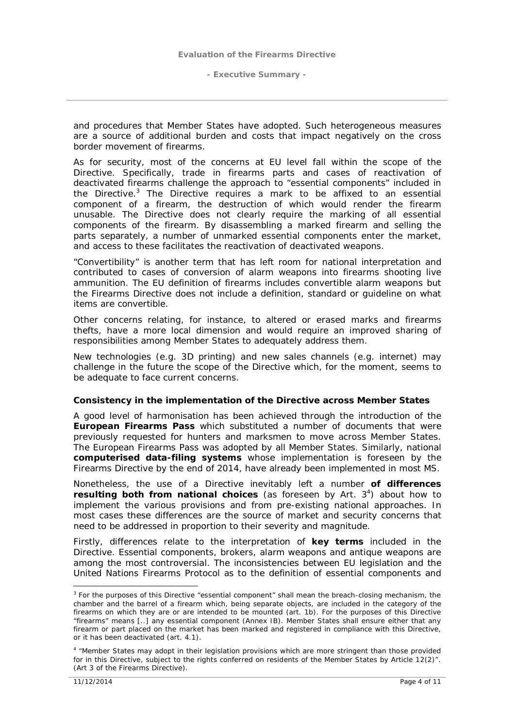and procedures that Member States have adopted. Such heterogeneous measures are a source of additional burden and costs that impact negatively on the cross border movement of firearms.

As for security, most of the concerns at EU level fall within the scope of the Directive. Specifically, trade in firearms parts and cases of reactivation of deactivated firearms challenge the approach to "essential components" included in the Directive.[3] The Directive requires a mark to be affixed to an essential component of a firearm, the destruction of which would render the firearm unusable. The Directive does not clearly require the marking of all essential components of the firearm. By disassembling a marked firearm and selling the parts separately, a number of unmarked essential components enter the market, and access to these facilitates the reactivation of deactivated weapons.

"Convertibility" is another term that has left room for national interpretation and contributed to cases of conversion of alarm weapons into firearms shooting live ammunition. The EU definition of firearms includes convertible alarm weapons but the Firearms Directive does not include a definition, standard or guideline on what items are convertible.

Other concerns relating, for instance, to altered or erased marks and firearms thefts, have a more local dimension and would require an improved sharing of responsibilities among Member States to adequately address them.

New technologies (e.g. 3D printing) and new sales channels (e.g. internet) may challenge in the future the scope of the Directive which, for the moment, seems to be adequate to face current concerns.

**Consistency in the implementation of the Directive across Member States**

A good level of harmonisation has been achieved through the introduction of the **European Firearms Pass** which substituted a number of documents that were previously requested for hunters and marksmen to move across Member States. The European Firearms Pass was adopted by all Member States. Similarly, national **computerised data-filing systems** whose implementation is foreseen by the Firearms Directive by the end of 2014, have already been implemented in most MS.

Nonetheless, the use of a Directive inevitably left a number **of differences resulting both from national choices** (as foreseen by Art. 3[4]) about how to implement the various provisions and from pre-existing national approaches. In most cases these differences are the source of market and security concerns that need to be addressed in proportion to their severity and magnitude.

Firstly, differences relate to the interpretation of **key terms** included in the Directive. Essential components, brokers, alarm weapons and antique weapons are among the most controversial. The inconsistencies between EU legislation and the United Nations Firearms Protocol as to the definition of essential components and

---

[3] For the purposes of this Directive "essential component" shall mean the breach-closing mechanism, the chamber and the barrel of a firearm which, being separate objects, are included in the category of the firearms on which they are or are intended to be mounted (art. 1b). For the purposes of this Directive "firearms" means [..] any essential component (Annex IB). Member States shall ensure either that any firearm or part placed on the market has been marked and registered in compliance with this Directive, or it has been deactivated (art. 4.1).

[4] "Member States may adopt in their legislation provisions which are more stringent than those provided for in this Directive, subject to the rights conferred on residents of the Member States by Article 12(2)". (Art 3 of the Firearms Directive).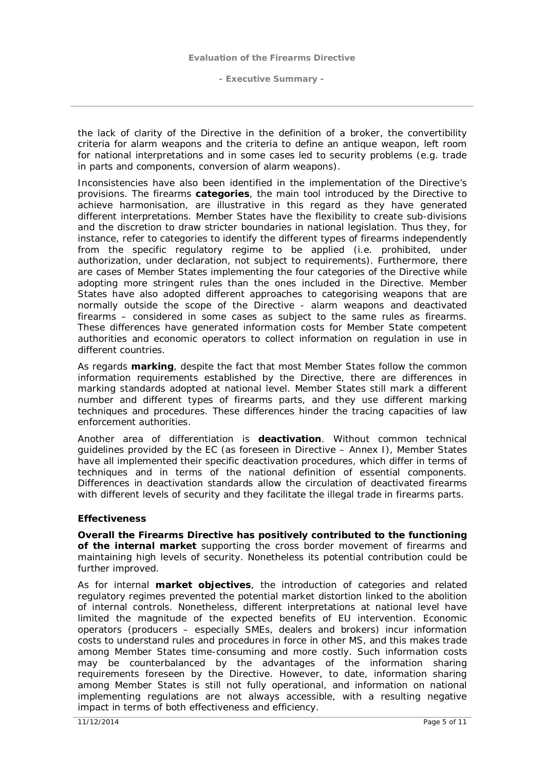the lack of clarity of the Directive in the definition of a broker, the convertibility criteria for alarm weapons and the criteria to define an antique weapon, left room for national interpretations and in some cases led to security problems (e.g. trade in parts and components, conversion of alarm weapons).

Inconsistencies have also been identified in the implementation of the Directive's provisions. The firearms **categories**, the main tool introduced by the Directive to achieve harmonisation, are illustrative in this regard as they have generated different interpretations. Member States have the flexibility to create sub-divisions and the discretion to draw stricter boundaries in national legislation. Thus they, for instance, refer to categories to identify the different types of firearms independently from the specific regulatory regime to be applied (i.e. prohibited, under authorization, under declaration, not subject to requirements). Furthermore, there are cases of Member States implementing the four categories of the Directive while adopting more stringent rules than the ones included in the Directive. Member States have also adopted different approaches to categorising weapons that are normally outside the scope of the Directive - alarm weapons and deactivated firearms – considered in some cases as subject to the same rules as firearms. These differences have generated information costs for Member State competent authorities and economic operators to collect information on regulation in use in different countries.

As regards **marking**, despite the fact that most Member States follow the common information requirements established by the Directive, there are differences in marking standards adopted at national level. Member States still mark a different number and different types of firearms parts, and they use different marking techniques and procedures. These differences hinder the tracing capacities of law enforcement authorities.

Another area of differentiation is **deactivation**. Without common technical guidelines provided by the EC (as foreseen in Directive – Annex I), Member States have all implemented their specific deactivation procedures, which differ in terms of techniques and in terms of the national definition of essential components. Differences in deactivation standards allow the circulation of deactivated firearms with different levels of security and they facilitate the illegal trade in firearms parts.

### Effectiveness

**Overall the Firearms Directive has positively contributed to the functioning of the internal market** supporting the cross border movement of firearms and maintaining high levels of security. Nonetheless its potential contribution could be further improved.

As for internal **market objectives**, the introduction of categories and related regulatory regimes prevented the potential market distortion linked to the abolition of internal controls. Nonetheless, different interpretations at national level have limited the magnitude of the expected benefits of EU intervention. Economic operators (producers – especially SMEs, dealers and brokers) incur information costs to understand rules and procedures in force in other MS, and this makes trade among Member States time-consuming and more costly. Such information costs may be counterbalanced by the advantages of the information sharing requirements foreseen by the Directive. However, to date, information sharing among Member States is still not fully operational, and information on national implementing regulations are not always accessible, with a resulting negative impact in terms of both effectiveness and efficiency.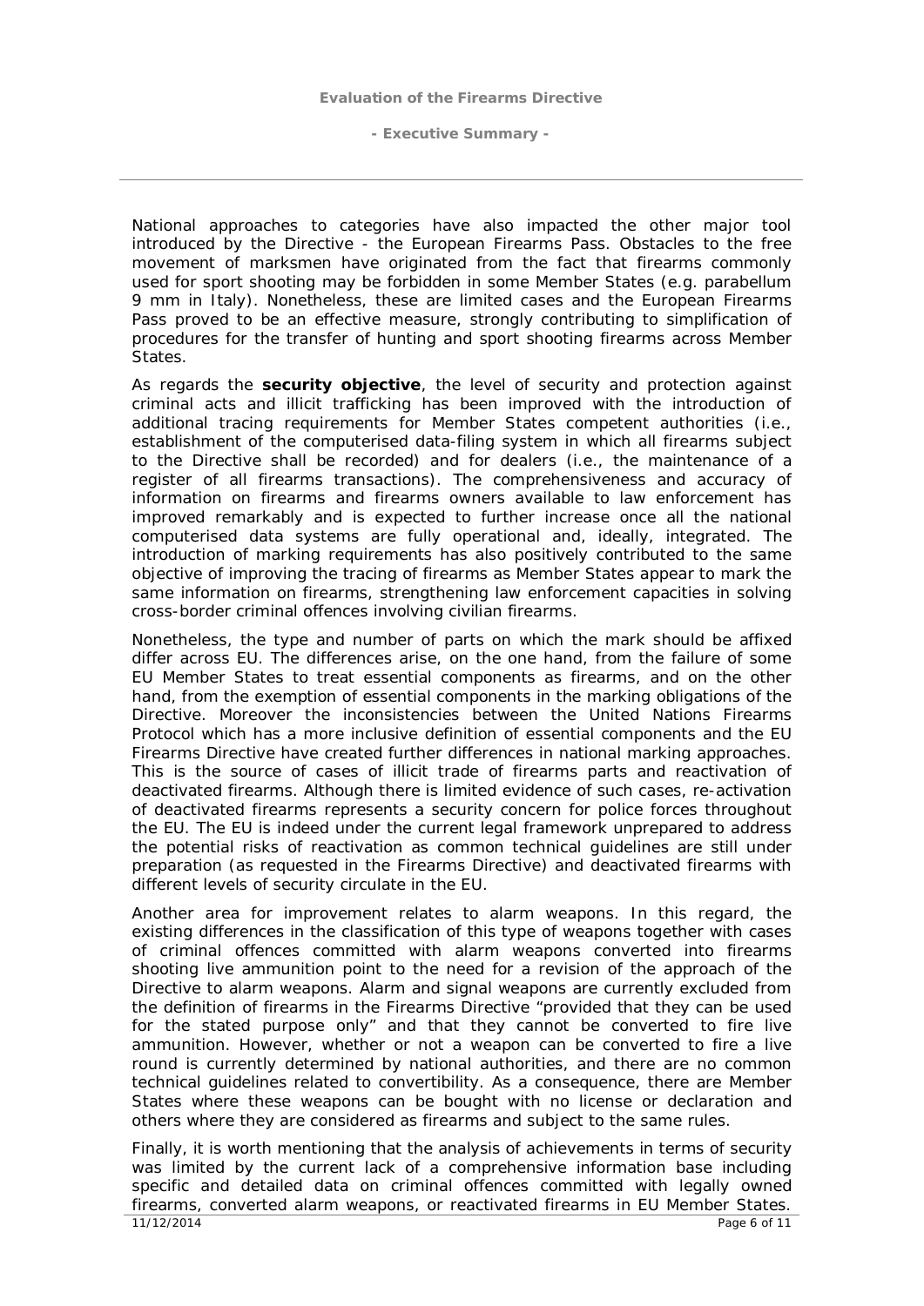National approaches to categories have also impacted the other major tool introduced by the Directive - the European Firearms Pass. Obstacles to the free movement of marksmen have originated from the fact that firearms commonly used for sport shooting may be forbidden in some Member States (e.g. parabellum 9 mm in Italy). Nonetheless, these are limited cases and the European Firearms Pass proved to be an effective measure, strongly contributing to simplification of procedures for the transfer of hunting and sport shooting firearms across Member States.

As regards the **security objective**, the level of security and protection against criminal acts and illicit trafficking has been improved with the introduction of additional tracing requirements for Member States competent authorities (i.e., establishment of the computerised data-filing system in which all firearms subject to the Directive shall be recorded) and for dealers (i.e., the maintenance of a register of all firearms transactions). The comprehensiveness and accuracy of information on firearms and firearms owners available to law enforcement has improved remarkably and is expected to further increase once all the national computerised data systems are fully operational and, ideally, integrated. The introduction of marking requirements has also positively contributed to the same objective of improving the tracing of firearms as Member States appear to mark the same information on firearms, strengthening law enforcement capacities in solving cross-border criminal offences involving civilian firearms.

Nonetheless, the type and number of parts on which the mark should be affixed differ across EU. The differences arise, on the one hand, from the failure of some EU Member States to treat essential components as firearms, and on the other hand, from the exemption of essential components in the marking obligations of the Directive. Moreover the inconsistencies between the United Nations Firearms Protocol which has a more inclusive definition of essential components and the EU Firearms Directive have created further differences in national marking approaches. This is the source of cases of illicit trade of firearms parts and reactivation of deactivated firearms. Although there is limited evidence of such cases, re-activation of deactivated firearms represents a security concern for police forces throughout the EU. The EU is indeed under the current legal framework unprepared to address the potential risks of reactivation as common technical guidelines are still under preparation (as requested in the Firearms Directive) and deactivated firearms with different levels of security circulate in the EU.

Another area for improvement relates to alarm weapons. In this regard, the existing differences in the classification of this type of weapons together with cases of criminal offences committed with alarm weapons converted into firearms shooting live ammunition point to the need for a revision of the approach of the Directive to alarm weapons. Alarm and signal weapons are currently excluded from the definition of firearms in the Firearms Directive "provided that they can be used for the stated purpose only" and that they cannot be converted to fire live ammunition. However, whether or not a weapon can be converted to fire a live round is currently determined by national authorities, and there are no common technical guidelines related to convertibility. As a consequence, there are Member States where these weapons can be bought with no license or declaration and others where they are considered as firearms and subject to the same rules.

Finally, it is worth mentioning that the analysis of achievements in terms of security was limited by the current lack of a comprehensive information base including specific and detailed data on criminal offences committed with legally owned firearms, converted alarm weapons, or reactivated firearms in EU Member States.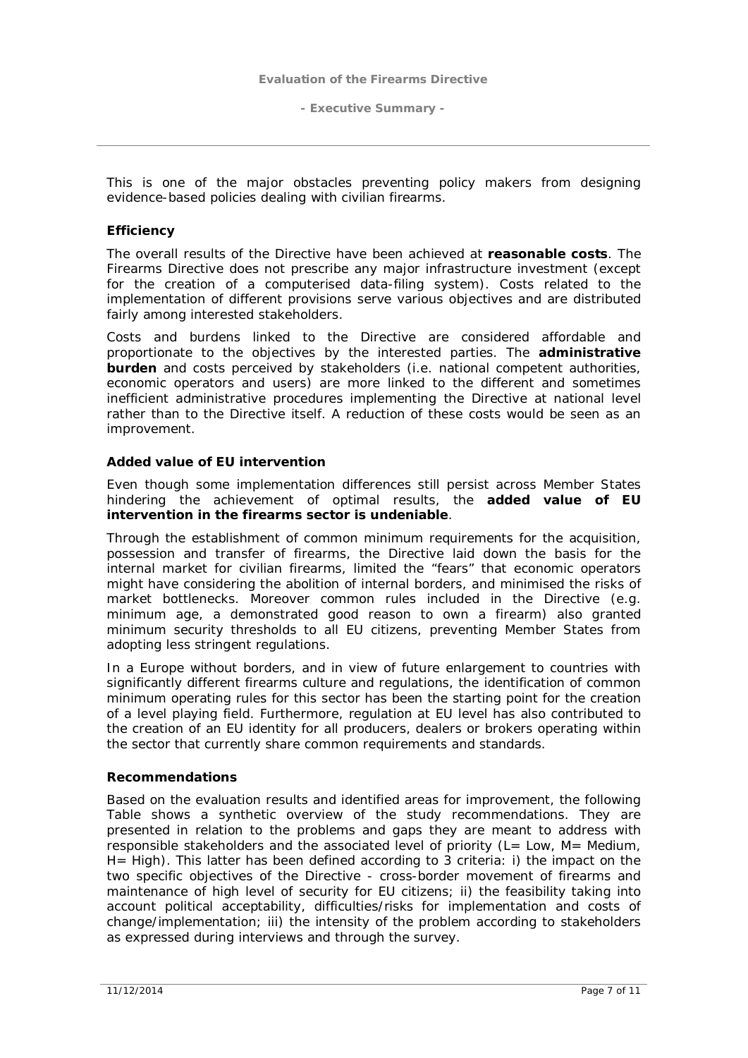This is one of the major obstacles preventing policy makers from designing evidence-based policies dealing with civilian firearms.

### Efficiency

The overall results of the Directive have been achieved at **reasonable costs**. The Firearms Directive does not prescribe any major infrastructure investment (except for the creation of a computerised data-filing system). Costs related to the implementation of different provisions serve various objectives and are distributed fairly among interested stakeholders.

Costs and burdens linked to the Directive are considered affordable and proportionate to the objectives by the interested parties. The **administrative burden** and costs perceived by stakeholders (i.e. national competent authorities, economic operators and users) are more linked to the different and sometimes inefficient administrative procedures implementing the Directive at national level rather than to the Directive itself. A reduction of these costs would be seen as an improvement.

### Added value of EU intervention

Even though some implementation differences still persist across Member States hindering the achievement of optimal results, the **added value of EU intervention in the firearms sector is undeniable**.

Through the establishment of common minimum requirements for the acquisition, possession and transfer of firearms, the Directive laid down the basis for the internal market for civilian firearms, limited the "fears" that economic operators might have considering the abolition of internal borders, and minimised the risks of market bottlenecks. Moreover common rules included in the Directive (e.g. minimum age, a demonstrated good reason to own a firearm) also granted minimum security thresholds to all EU citizens, preventing Member States from adopting less stringent regulations.

In a Europe without borders, and in view of future enlargement to countries with significantly different firearms culture and regulations, the identification of common minimum operating rules for this sector has been the starting point for the creation of a level playing field. Furthermore, regulation at EU level has also contributed to the creation of an EU identity for all producers, dealers or brokers operating within the sector that currently share common requirements and standards.

### Recommendations

Based on the evaluation results and identified areas for improvement, the following Table shows a synthetic overview of the study recommendations. They are presented in relation to the problems and gaps they are meant to address with responsible stakeholders and the associated level of priority (L= Low, M= Medium, H= High). This latter has been defined according to 3 criteria: i) the impact on the two specific objectives of the Directive - cross-border movement of firearms and maintenance of high level of security for EU citizens; ii) the feasibility taking into account political acceptability, difficulties/risks for implementation and costs of change/implementation; iii) the intensity of the problem according to stakeholders as expressed during interviews and through the survey.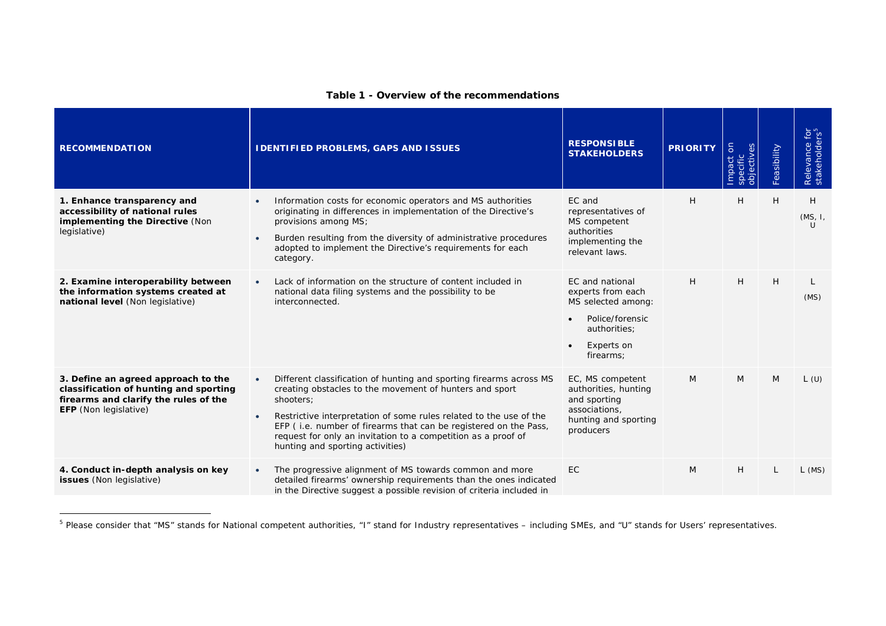**Table 1 - Overview of the recommendations**

| RECOMMENDATION | IDENTIFIED PROBLEMS, GAPS AND ISSUES | RESPONSIBLE STAKEHOLDERS | PRIORITY | Impact on specific objectives | Feasibility | Relevance for stakeholders[5] |
|---|---|---|---|---|---|---|
| **1. Enhance transparency and accessibility of national rules implementing the Directive** (Non legislative) | • Information costs for economic operators and MS authorities originating in differences in implementation of the Directive's provisions among MS; <br> • Burden resulting from the diversity of administrative procedures adopted to implement the Directive's requirements for each category. | EC and representatives of MS competent authorities implementing the relevant laws. | H | H | H | H (MS, I, U |
| **2. Examine interoperability between the information systems created at national level** (Non legislative) | • Lack of information on the structure of content included in national data filing systems and the possibility to be interconnected. | EC and national experts from each MS selected among: <br> • Police/forensic authorities; <br> • Experts on firearms; | H | H | H | L (MS) |
| **3. Define an agreed approach to the classification of hunting and sporting firearms and clarify the rules of the EFP** (Non legislative) | • Different classification of hunting and sporting firearms across MS creating obstacles to the movement of hunters and sport shooters; <br> • Restrictive interpretation of some rules related to the use of the EFP ( i.e. number of firearms that can be registered on the Pass, request for only an invitation to a competition as a proof of hunting and sporting activities) | EC, MS competent authorities, hunting and sporting associations, hunting and sporting producers | M | M | M | L (U) |
| **4. Conduct in-depth analysis on key issues** (Non legislative) | • The progressive alignment of MS towards common and more detailed firearms' ownership requirements than the ones indicated in the Directive suggest a possible revision of criteria included in | EC | M | H | L | L (MS) |

[5] Please consider that "MS" stands for National competent authorities, "I" stand for Industry representatives – including SMEs, and "U" stands for Users' representatives.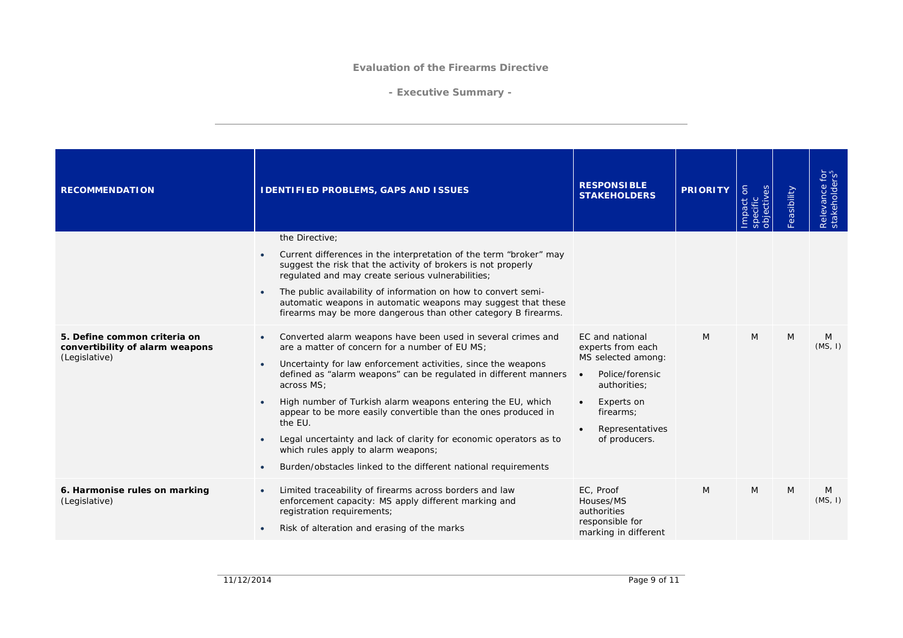| RECOMMENDATION | IDENTIFIED PROBLEMS, GAPS AND ISSUES | RESPONSIBLE STAKEHOLDERS | PRIORITY | Impact on specific objectives | Feasibility | Relevance for stakeholders[5] |
|---|---|---|---|---|---|---|
| | the Directive;<br>• Current differences in the interpretation of the term "broker" may suggest the risk that the activity of brokers is not properly regulated and may create serious vulnerabilities;<br>• The public availability of information on how to convert semi-automatic weapons in automatic weapons may suggest that these firearms may be more dangerous than other category B firearms. | | | | | |
| **5. Define common criteria on convertibility of alarm weapons** (Legislative) | • Converted alarm weapons have been used in several crimes and are a matter of concern for a number of EU MS;<br>• Uncertainty for law enforcement activities, since the weapons defined as "alarm weapons" can be regulated in different manners across MS;<br>• High number of Turkish alarm weapons entering the EU, which appear to be more easily convertible than the ones produced in the EU.<br>• Legal uncertainty and lack of clarity for economic operators as to which rules apply to alarm weapons;<br>• Burden/obstacles linked to the different national requirements | EC and national experts from each MS selected among:<br>• Police/forensic authorities;<br>• Experts on firearms;<br>• Representatives of producers. | M | M | M | M (MS, I) |
| **6. Harmonise rules on marking** (Legislative) | • Limited traceability of firearms across borders and law enforcement capacity: MS apply different marking and registration requirements;<br>• Risk of alteration and erasing of the marks | EC, Proof Houses/MS authorities responsible for marking in different | M | M | M | M (MS, I) |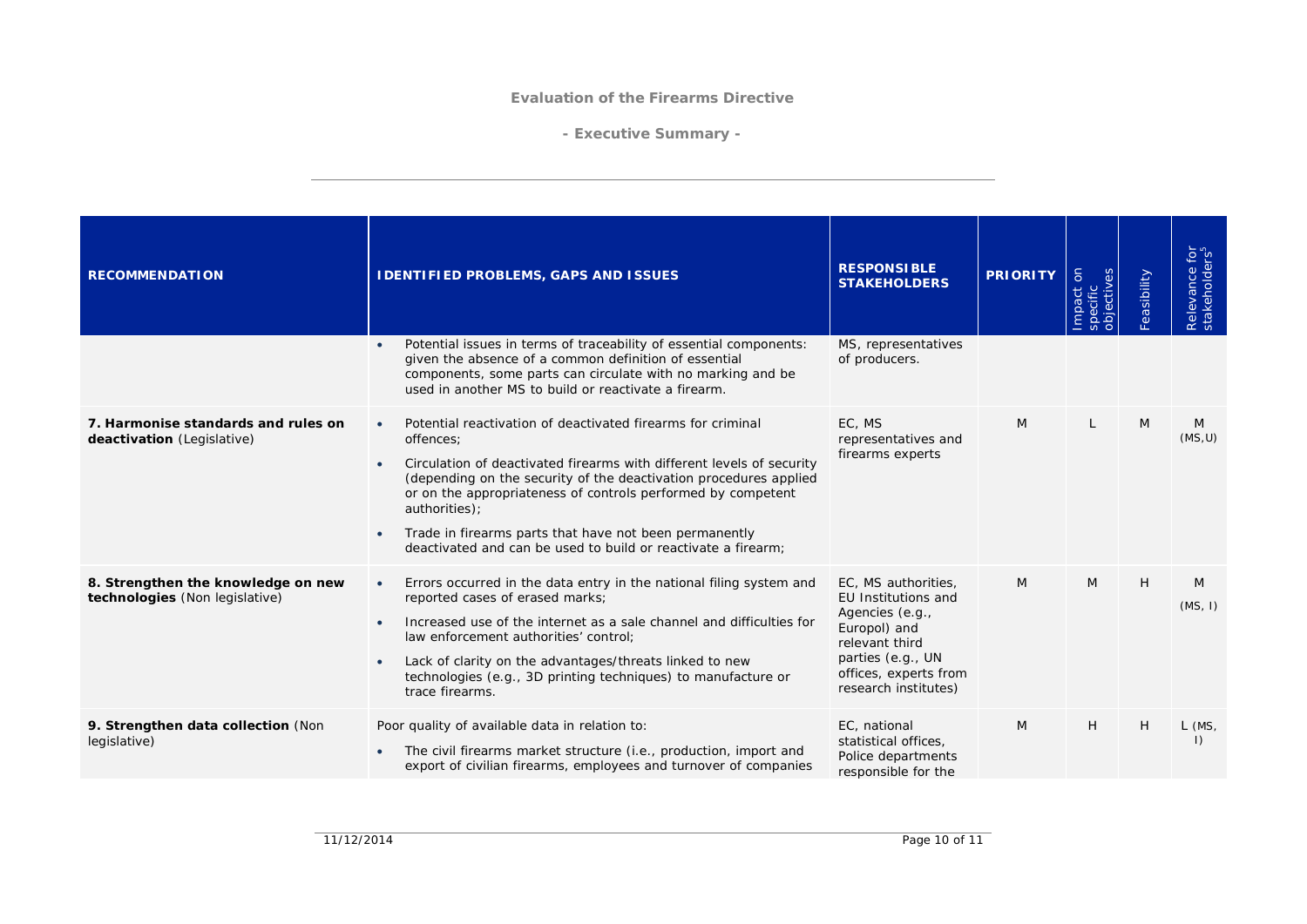| RECOMMENDATION | IDENTIFIED PROBLEMS, GAPS AND ISSUES | RESPONSIBLE STAKEHOLDERS | PRIORITY | Impact on specific objectives | Feasibility | Relevance for stakeholders[5] |
|---|---|---|---|---|---|---|
| | • Potential issues in terms of traceability of essential components: given the absence of a common definition of essential components, some parts can circulate with no marking and be used in another MS to build or reactivate a firearm. | MS, representatives of producers. | | | | |
| **7. Harmonise standards and rules on deactivation** (Legislative) | • Potential reactivation of deactivated firearms for criminal offences;<br>• Circulation of deactivated firearms with different levels of security (depending on the security of the deactivation procedures applied or on the appropriateness of controls performed by competent authorities);<br>• Trade in firearms parts that have not been permanently deactivated and can be used to build or reactivate a firearm; | EC, MS representatives and firearms experts | M | L | M | M (MS,U) |
| **8. Strengthen the knowledge on new technologies** (Non legislative) | • Errors occurred in the data entry in the national filing system and reported cases of erased marks;<br>• Increased use of the internet as a sale channel and difficulties for law enforcement authorities' control;<br>• Lack of clarity on the advantages/threats linked to new technologies (e.g., 3D printing techniques) to manufacture or trace firearms. | EC, MS authorities, EU Institutions and Agencies (e.g., Europol) and relevant third parties (e.g., UN offices, experts from research institutes) | M | M | H | M (MS, I) |
| **9. Strengthen data collection** (Non legislative) | Poor quality of available data in relation to:<br>• The civil firearms market structure (i.e., production, import and export of civilian firearms, employees and turnover of companies | EC, national statistical offices, Police departments responsible for the | M | H | H | L (MS, I) |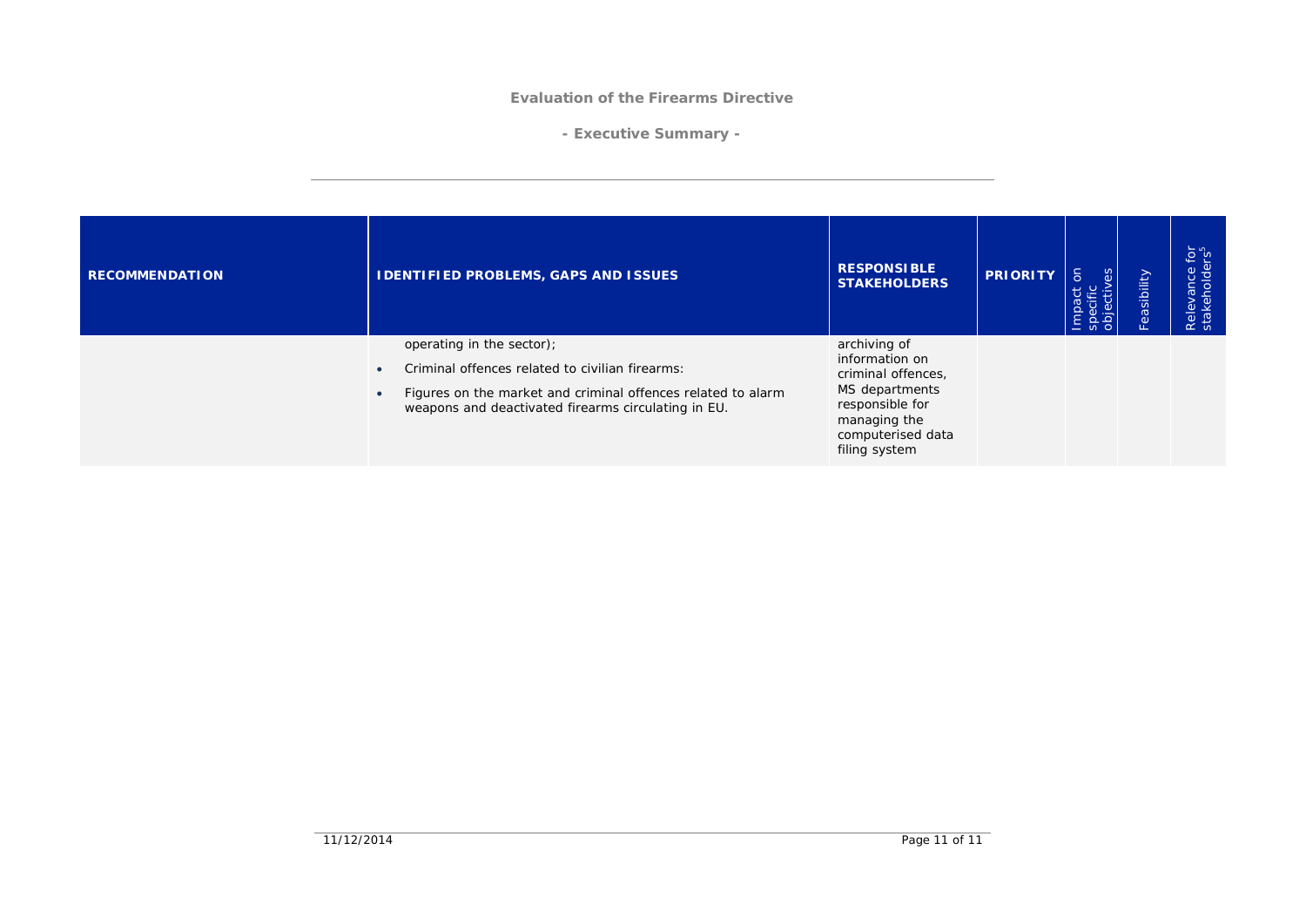| RECOMMENDATION | IDENTIFIED PROBLEMS, GAPS AND ISSUES | RESPONSIBLE STAKEHOLDERS | PRIORITY | Impact on specific objectives | Feasibility | Relevance for stakeholders[5] |
|---|---|---|---|---|---|---|
| | operating in the sector);<br>• Criminal offences related to civilian firearms:<br>• Figures on the market and criminal offences related to alarm weapons and deactivated firearms circulating in EU. | archiving of information on criminal offences, MS departments responsible for managing the computerised data filing system | | | | |